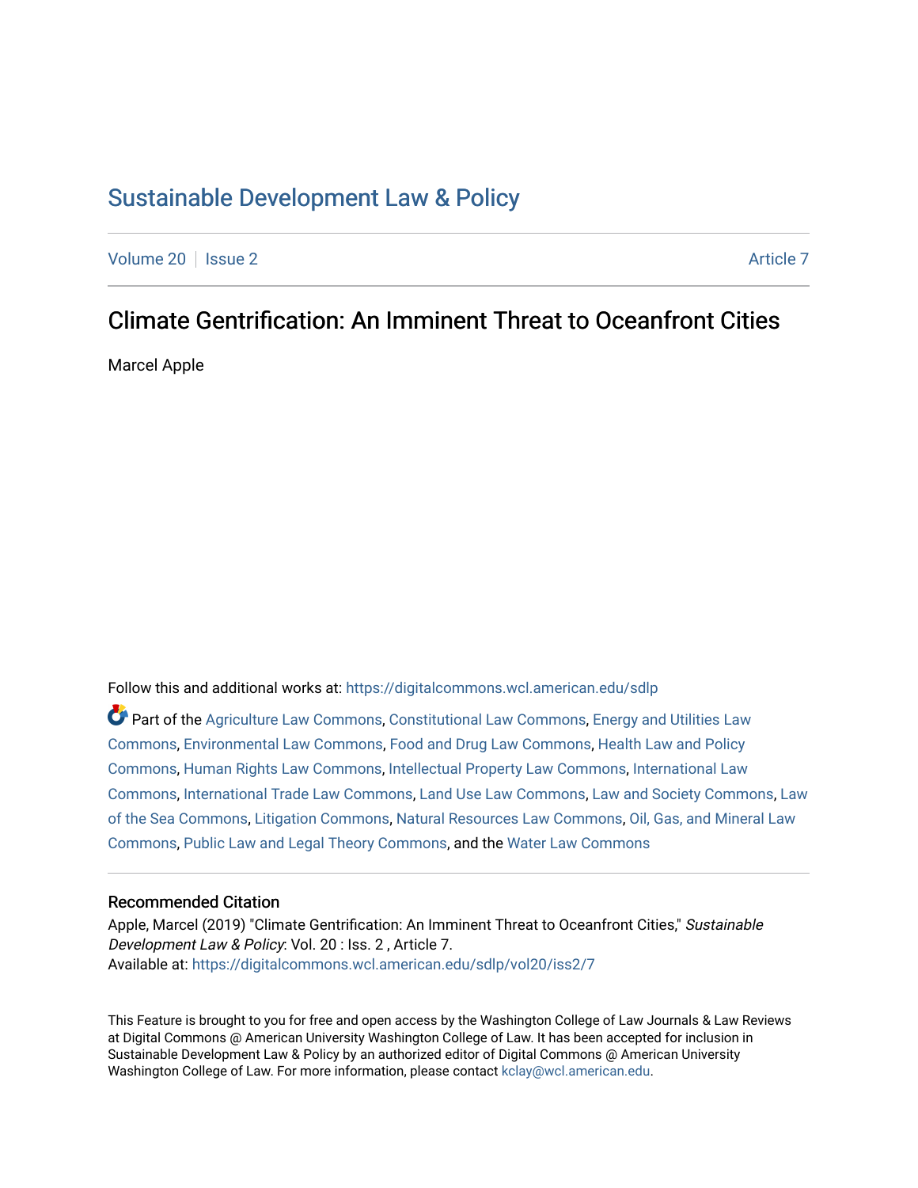# Sustainable Development Law & Policy

Volume 20 | Issue 2 | Article 7

## Climate Gentrification: An Imminent Threat to Oceanfront Cities

Marcel Apple

Follow this and additional works at: https://digitalcommons.wcl.american.edu/sdlp

Part of the Agriculture Law Commons, Constitutional Law Commons, Energy and Utilities Law Commons, Environmental Law Commons, Food and Drug Law Commons, Health Law and Policy Commons, Human Rights Law Commons, Intellectual Property Law Commons, International Law Commons, International Trade Law Commons, Land Use Law Commons, Law and Society Commons, Law of the Sea Commons, Litigation Commons, Natural Resources Law Commons, Oil, Gas, and Mineral Law Commons, Public Law and Legal Theory Commons, and the Water Law Commons

### Recommended Citation

Apple, Marcel (2019) "Climate Gentrification: An Imminent Threat to Oceanfront Cities," *Sustainable Development Law & Policy*: Vol. 20 : Iss. 2 , Article 7.
Available at: https://digitalcommons.wcl.american.edu/sdlp/vol20/iss2/7

This Feature is brought to you for free and open access by the Washington College of Law Journals & Law Reviews at Digital Commons @ American University Washington College of Law. It has been accepted for inclusion in Sustainable Development Law & Policy by an authorized editor of Digital Commons @ American University Washington College of Law. For more information, please contact kclay@wcl.american.edu.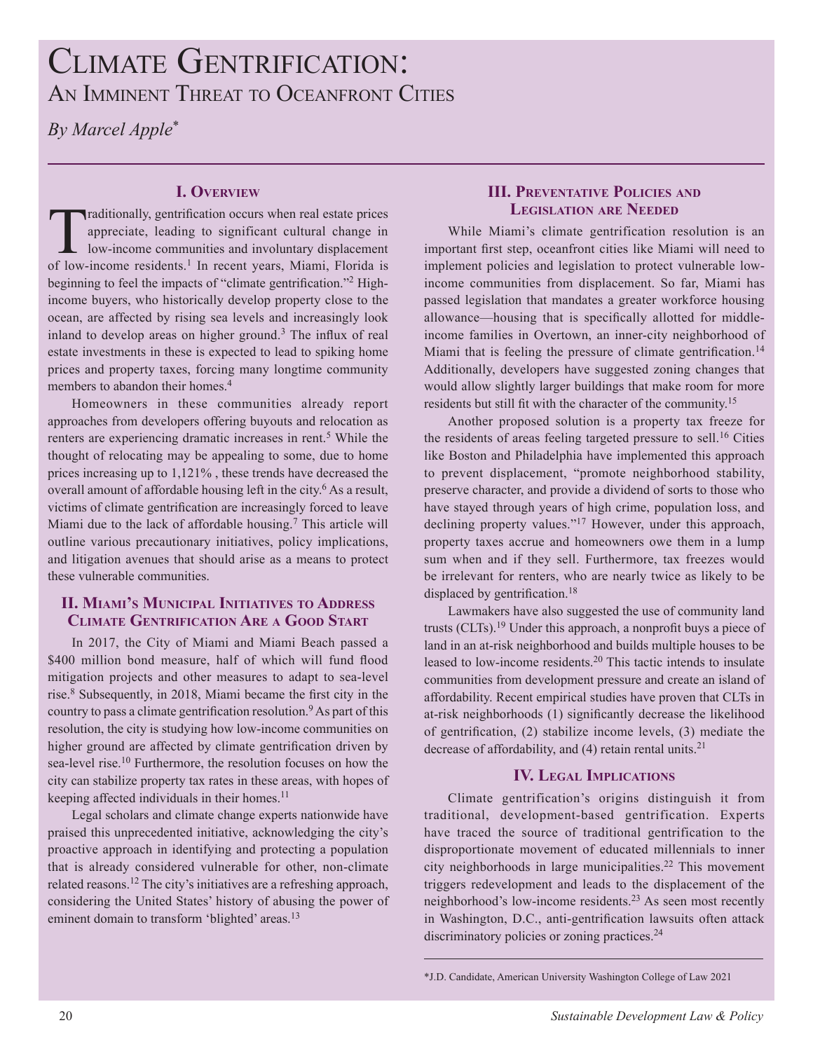# Climate Gentrification:

## An Imminent Threat to Oceanfront Cities

*By Marcel Apple\**

### I. Overview

Traditionally, gentrification occurs when real estate prices appreciate, leading to significant cultural change in low-income communities and involuntary displacement of low-income residents.[1] In recent years, Miami, Florida is beginning to feel the impacts of "climate gentrification."[2] High-income buyers, who historically develop property close to the ocean, are affected by rising sea levels and increasingly look inland to develop areas on higher ground.[3] The influx of real estate investments in these is expected to lead to spiking home prices and property taxes, forcing many longtime community members to abandon their homes.[4]

Homeowners in these communities already report approaches from developers offering buyouts and relocation as renters are experiencing dramatic increases in rent.[5] While the thought of relocating may be appealing to some, due to home prices increasing up to 1,121% , these trends have decreased the overall amount of affordable housing left in the city.[6] As a result, victims of climate gentrification are increasingly forced to leave Miami due to the lack of affordable housing.[7] This article will outline various precautionary initiatives, policy implications, and litigation avenues that should arise as a means to protect these vulnerable communities.

### II. Miami's Municipal Initiatives to Address Climate Gentrification Are a Good Start

In 2017, the City of Miami and Miami Beach passed a $400 million bond measure, half of which will fund flood mitigation projects and other measures to adapt to sea-level rise.[8] Subsequently, in 2018, Miami became the first city in the country to pass a climate gentrification resolution.[9] As part of this resolution, the city is studying how low-income communities on higher ground are affected by climate gentrification driven by sea-level rise.[10] Furthermore, the resolution focuses on how the city can stabilize property tax rates in these areas, with hopes of keeping affected individuals in their homes.[11]

Legal scholars and climate change experts nationwide have praised this unprecedented initiative, acknowledging the city's proactive approach in identifying and protecting a population that is already considered vulnerable for other, non-climate related reasons.[12] The city's initiatives are a refreshing approach, considering the United States' history of abusing the power of eminent domain to transform 'blighted' areas.[13]

### III. Preventative Policies and Legislation are Needed

While Miami's climate gentrification resolution is an important first step, oceanfront cities like Miami will need to implement policies and legislation to protect vulnerable low-income communities from displacement. So far, Miami has passed legislation that mandates a greater workforce housing allowance—housing that is specifically allotted for middle-income families in Overtown, an inner-city neighborhood of Miami that is feeling the pressure of climate gentrification.[14] Additionally, developers have suggested zoning changes that would allow slightly larger buildings that make room for more residents but still fit with the character of the community.[15]

Another proposed solution is a property tax freeze for the residents of areas feeling targeted pressure to sell.[16] Cities like Boston and Philadelphia have implemented this approach to prevent displacement, "promote neighborhood stability, preserve character, and provide a dividend of sorts to those who have stayed through years of high crime, population loss, and declining property values."[17] However, under this approach, property taxes accrue and homeowners owe them in a lump sum when and if they sell. Furthermore, tax freezes would be irrelevant for renters, who are nearly twice as likely to be displaced by gentrification.[18]

Lawmakers have also suggested the use of community land trusts (CLTs).[19] Under this approach, a nonprofit buys a piece of land in an at-risk neighborhood and builds multiple houses to be leased to low-income residents.[20] This tactic intends to insulate communities from development pressure and create an island of affordability. Recent empirical studies have proven that CLTs in at-risk neighborhoods (1) significantly decrease the likelihood of gentrification, (2) stabilize income levels, (3) mediate the decrease of affordability, and (4) retain rental units.[21]

### IV. Legal Implications

Climate gentrification's origins distinguish it from traditional, development-based gentrification. Experts have traced the source of traditional gentrification to the disproportionate movement of educated millennials to inner city neighborhoods in large municipalities.[22] This movement triggers redevelopment and leads to the displacement of the neighborhood's low-income residents.[23] As seen most recently in Washington, D.C., anti-gentrification lawsuits often attack discriminatory policies or zoning practices.[24]

---

\*J.D. Candidate, American University Washington College of Law 2021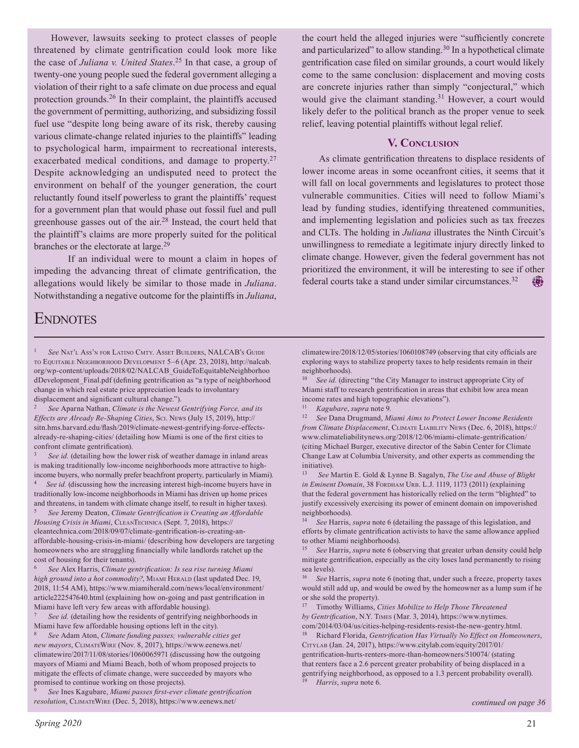However, lawsuits seeking to protect classes of people threatened by climate gentrification could look more like the case of *Juliana v. United States*.[25] In that case, a group of twenty-one young people sued the federal government alleging a violation of their right to a safe climate on due process and equal protection grounds.[26] In their complaint, the plaintiffs accused the government of permitting, authorizing, and subsidizing fossil fuel use "despite long being aware of its risk, thereby causing various climate-change related injuries to the plaintiffs" leading to psychological harm, impairment to recreational interests, exacerbated medical conditions, and damage to property.[27] Despite acknowledging an undisputed need to protect the environment on behalf of the younger generation, the court reluctantly found itself powerless to grant the plaintiffs' request for a government plan that would phase out fossil fuel and pull greenhouse gasses out of the air.[28] Instead, the court held that the plaintiff's claims are more properly suited for the political branches or the electorate at large.[29]

If an individual were to mount a claim in hopes of impeding the advancing threat of climate gentrification, the allegations would likely be similar to those made in *Juliana*. Notwithstanding a negative outcome for the plaintiffs in *Juliana*, the court held the alleged injuries were "sufficiently concrete and particularized" to allow standing.[30] In a hypothetical climate gentrification case filed on similar grounds, a court would likely come to the same conclusion: displacement and moving costs are concrete injuries rather than simply "conjectural," which would give the claimant standing.[31] However, a court would likely defer to the political branch as the proper venue to seek relief, leaving potential plaintiffs without legal relief.

## V. Conclusion

As climate gentrification threatens to displace residents of lower income areas in some oceanfront cities, it seems that it will fall on local governments and legislatures to protect those vulnerable communities. Cities will need to follow Miami's lead by funding studies, identifying threatened communities, and implementing legislation and policies such as tax freezes and CLTs. The holding in *Juliana* illustrates the Ninth Circuit's unwillingness to remediate a legitimate injury directly linked to climate change. However, given the federal government has not prioritized the environment, it will be interesting to see if other federal courts take a stand under similar circumstances.[32]

# Endnotes

1 *See* Nat'l Ass'n for Latino Cmty. Asset Builders, NALCAB's Guide to Equitable Neighborhood Development 5–6 (Apr. 23, 2018), http://nalcab.org/wp-content/uploads/2018/02/NALCAB_GuideToEquitableNeighborhoodDevelopment_Final.pdf (defining gentrification as "a type of neighborhood change in which real estate price appreciation leads to involuntary displacement and significant cultural change.").

2 *See* Aparna Nathan, *Climate is the Newest Gentrifying Force, and its Effects are Already Re-Shaping Cities*, Sci. News (July 15, 2019), http://sitn.hms.harvard.edu/flash/2019/climate-newest-gentrifying-force-effects-already-re-shaping-cities/ (detailing how Miami is one of the first cities to confront climate gentrification).

3 *See id.* (detailing how the lower risk of weather damage in inland areas is making traditionally low-income neighborhoods more attractive to high-income buyers, who normally prefer beachfront property, particularly in Miami).

4 *See id.* (discussing how the increasing interest high-income buyers have in traditionally low-income neighborhoods in Miami has driven up home prices and threatens, in tandem with climate change itself, to result in higher taxes).

5 *See* Jeremy Deaton, *Climate Gentrification is Creating an Affordable Housing Crisis in Miami*, CleanTechnica (Sept. 7, 2018), https://cleantechnica.com/2018/09/07/climate-gentrification-is-creating-an-affordable-housing-crisis-in-miami/ (describing how developers are targeting homeowners who are struggling financially while landlords ratchet up the cost of housing for their tenants).

6 *See* Alex Harris, *Climate gentrification: Is sea rise turning Miami high ground into a hot commodity?*, Miami Herald (last updated Dec. 19, 2018, 11:54 AM), https://www.miamiherald.com/news/local/environment/article222547640.html (explaining how on-going and past gentrification in Miami have left very few areas with affordable housing).

7 *See id.* (detailing how the residents of gentrifying neighborhoods in Miami have few affordable housing options left in the city).

8 *See* Adam Aton, *Climate funding passes; vulnerable cities get new mayors*, ClimateWire (Nov. 8, 2017), https://www.eenews.net/climatewire/2017/11/08/stories/1060065971 (discussing how the outgoing mayors of Miami and Miami Beach, both of whom proposed projects to mitigate the effects of climate change, were succeeded by mayors who promised to continue working on those projects).

9 *See* Ines Kagubare, *Miami passes first-ever climate gentrification resolution*, ClimateWire (Dec. 5, 2018), https://www.eenews.net/climatewire/2018/12/05/stories/1060108749 (observing that city officials are exploring ways to stabilize property taxes to help residents remain in their neighborhoods).

10 *See id.* (directing "the City Manager to instruct appropriate City of Miami staff to research gentrification in areas that exhibit low area mean income rates and high topographic elevations").

11 *Kagubare*, *supra* note 9.

12 *See* Dana Drugmand, *Miami Aims to Protect Lower Income Residents from Climate Displacement*, Climate Liability News (Dec. 6, 2018), https://www.climateliabilitynews.org/2018/12/06/miami-climate-gentrification/ (citing Michael Burger, executive director of the Sabin Center for Climate Change Law at Columbia University, and other experts as commending the initiative).

13 *See* Martin E. Gold & Lynne B. Sagalyn, *The Use and Abuse of Blight in Eminent Domain*, 38 Fordham Urb. L.J. 1119, 1173 (2011) (explaining that the federal government has historically relied on the term "blighted" to justify excessively exercising its power of eminent domain on impoverished neighborhoods).

14 *See* Harris, *supra* note 6 (detailing the passage of this legislation, and efforts by climate gentrification activists to have the same allowance applied to other Miami neighborhoods).

15 *See* Harris, *supra* note 6 (observing that greater urban density could help mitigate gentrification, especially as the city loses land permanently to rising sea levels).

16 *See* Harris, *supra* note 6 (noting that, under such a freeze, property taxes would still add up, and would be owed by the homeowner as a lump sum if he or she sold the property).

17 Timothy Williams, *Cities Mobilize to Help Those Threatened by Gentrification*, N.Y. Times (Mar. 3, 2014), https://www.nytimes.com/2014/03/04/us/cities-helping-residents-resist-the-new-gentry.html.

18 Richard Florida, *Gentrification Has Virtually No Effect on Homeowners*, CityLab (Jan. 24, 2017), https://www.citylab.com/equity/2017/01/gentrification-hurts-renters-more-than-homeowners/510074/ (stating that renters face a 2.6 percent greater probability of being displaced in a gentrifying neighborhood, as opposed to a 1.3 percent probability overall).

19 *Harris*, *supra* note 6.

*continued on page 36*